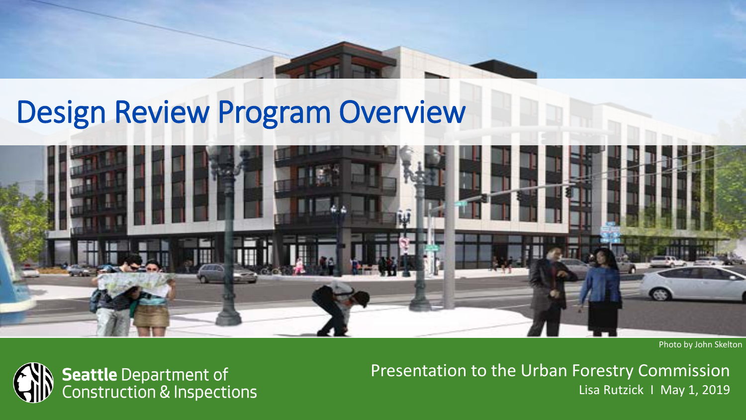# Design Review Program Overview

Photo by John Skelton

**Seattle** Department of Construction & Inspections

Presentation to the Urban Forestry Commission

Lisa Rutzick I May 1, 2019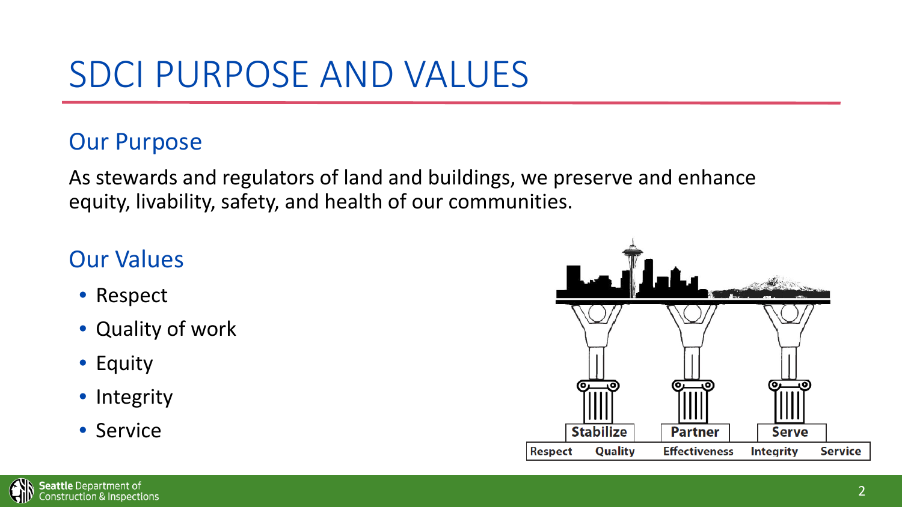# SDCI PURPOSE AND VALUES

## Our Purpose

As stewards and regulators of land and buildings, we preserve and enhance equity, livability, safety, and health of our communities.

## Our Values

- Respect
- Quality of work
- Equity
- Integrity
- Service

Stabilize Partner Serve

Respect Quality Effectiveness Integrity Service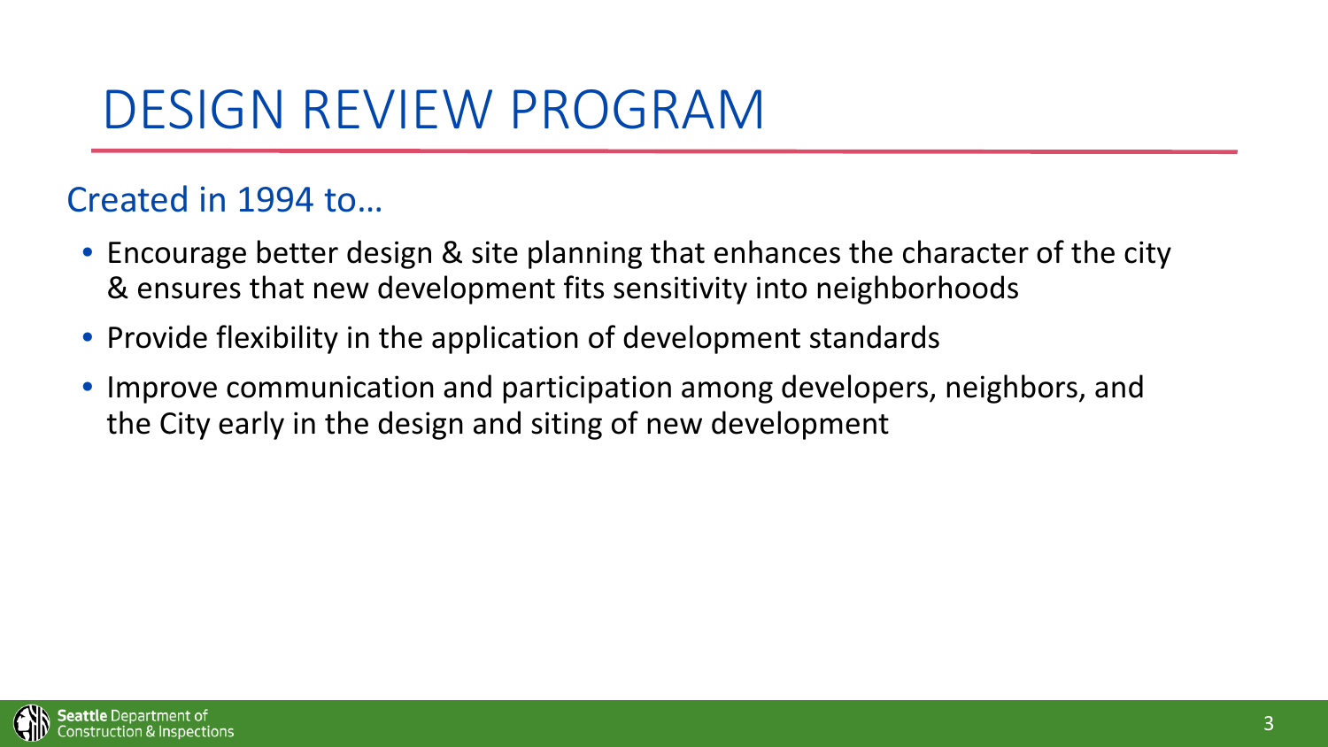# DESIGN REVIEW PROGRAM

## Created in 1994 to…

- Encourage better design & site planning that enhances the character of the city & ensures that new development fits sensitivity into neighborhoods
- Provide flexibility in the application of development standards
- Improve communication and participation among developers, neighbors, and the City early in the design and siting of new development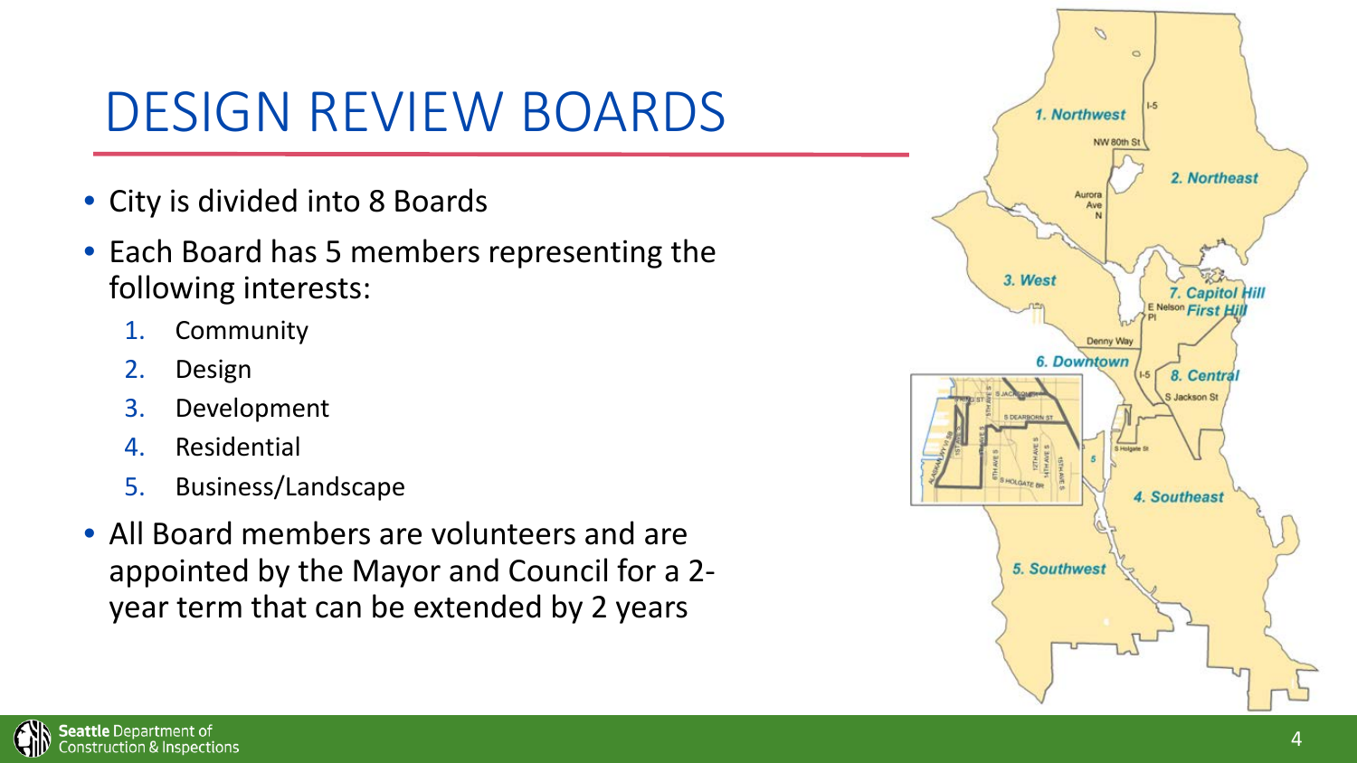# DESIGN REVIEW BOARDS

- City is divided into 8 Boards
- Each Board has 5 members representing the following interests:
  1. Community
  2. Design
  3. Development
  4. Residential
  5. Business/Landscape
- All Board members are volunteers and are appointed by the Mayor and Council for a 2-year term that can be extended by 2 years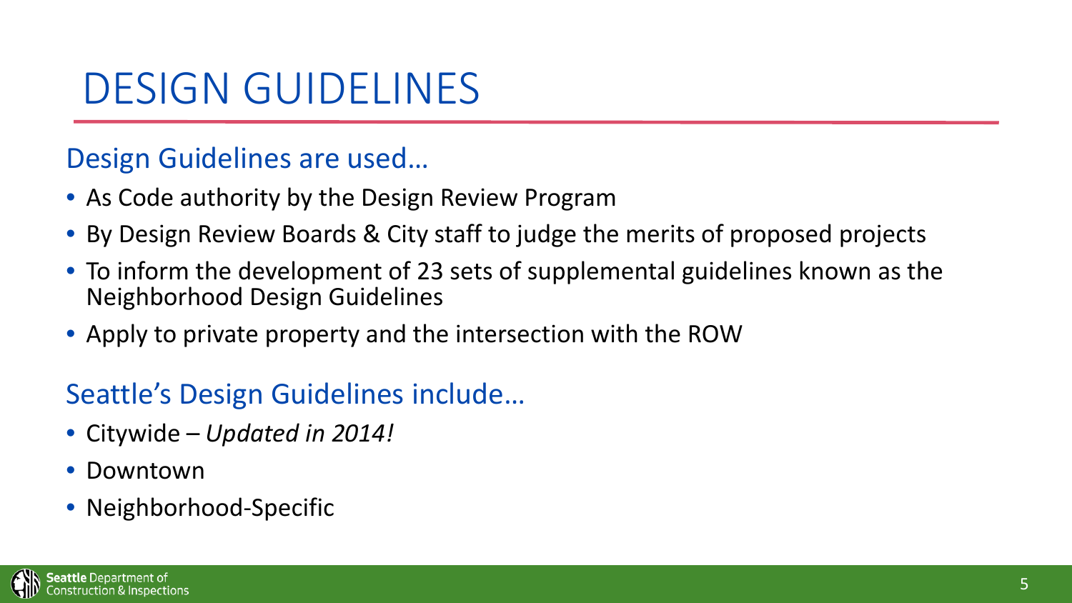# DESIGN GUIDELINES

## Design Guidelines are used…

- As Code authority by the Design Review Program
- By Design Review Boards & City staff to judge the merits of proposed projects
- To inform the development of 23 sets of supplemental guidelines known as the Neighborhood Design Guidelines
- Apply to private property and the intersection with the ROW

## Seattle's Design Guidelines include…

- Citywide – *Updated in 2014!*
- Downtown
- Neighborhood-Specific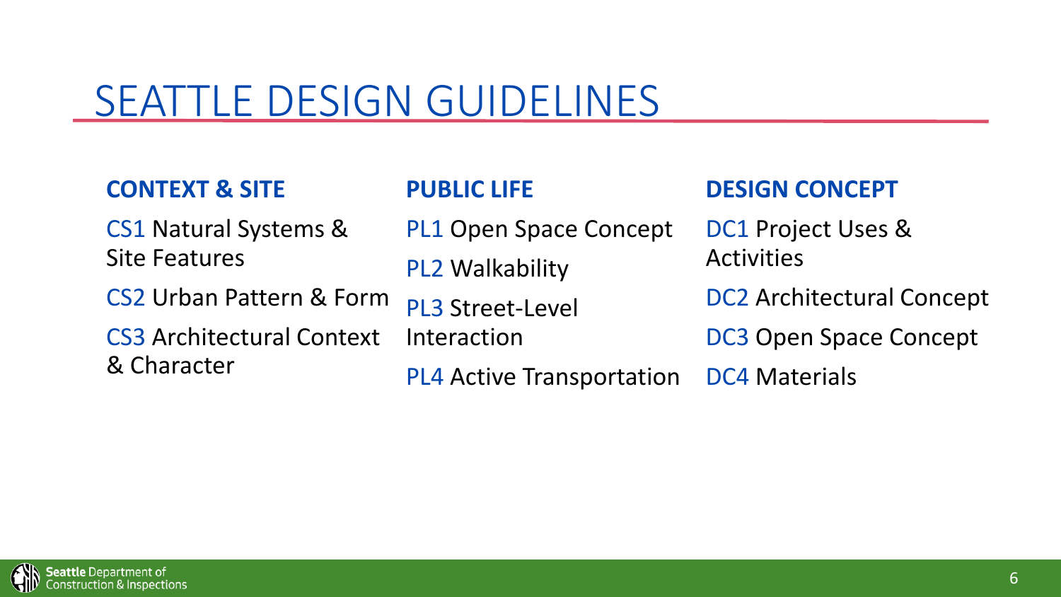# SEATTLE DESIGN GUIDELINES

**CONTEXT & SITE**

CS1 Natural Systems & Site Features

CS2 Urban Pattern & Form

CS3 Architectural Context & Character

**PUBLIC LIFE**

PL1 Open Space Concept

PL2 Walkability

PL3 Street-Level Interaction

PL4 Active Transportation

**DESIGN CONCEPT**

DC1 Project Uses & Activities

DC2 Architectural Concept

DC3 Open Space Concept

DC4 Materials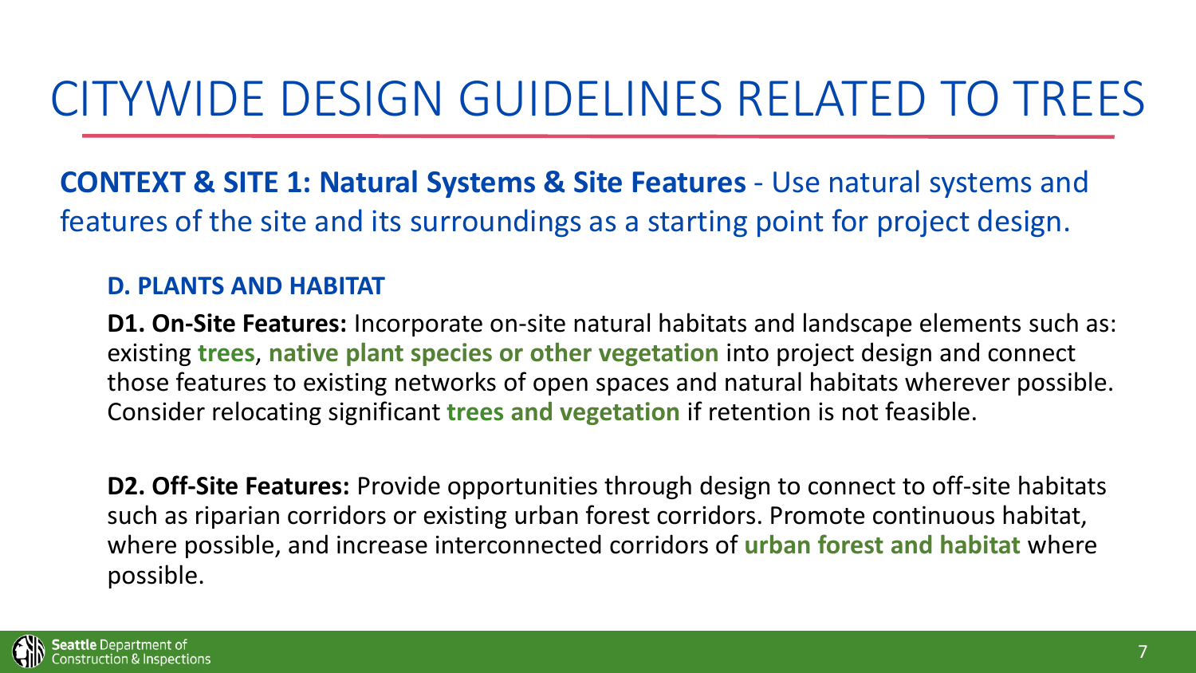# CITYWIDE DESIGN GUIDELINES RELATED TO TREES

**CONTEXT & SITE 1: Natural Systems & Site Features** - Use natural systems and features of the site and its surroundings as a starting point for project design.

### D. PLANTS AND HABITAT

**D1. On-Site Features:** Incorporate on-site natural habitats and landscape elements such as: existing **trees**, **native plant species or other vegetation** into project design and connect those features to existing networks of open spaces and natural habitats wherever possible. Consider relocating significant **trees and vegetation** if retention is not feasible.

**D2. Off-Site Features:** Provide opportunities through design to connect to off-site habitats such as riparian corridors or existing urban forest corridors. Promote continuous habitat, where possible, and increase interconnected corridors of **urban forest and habitat** where possible.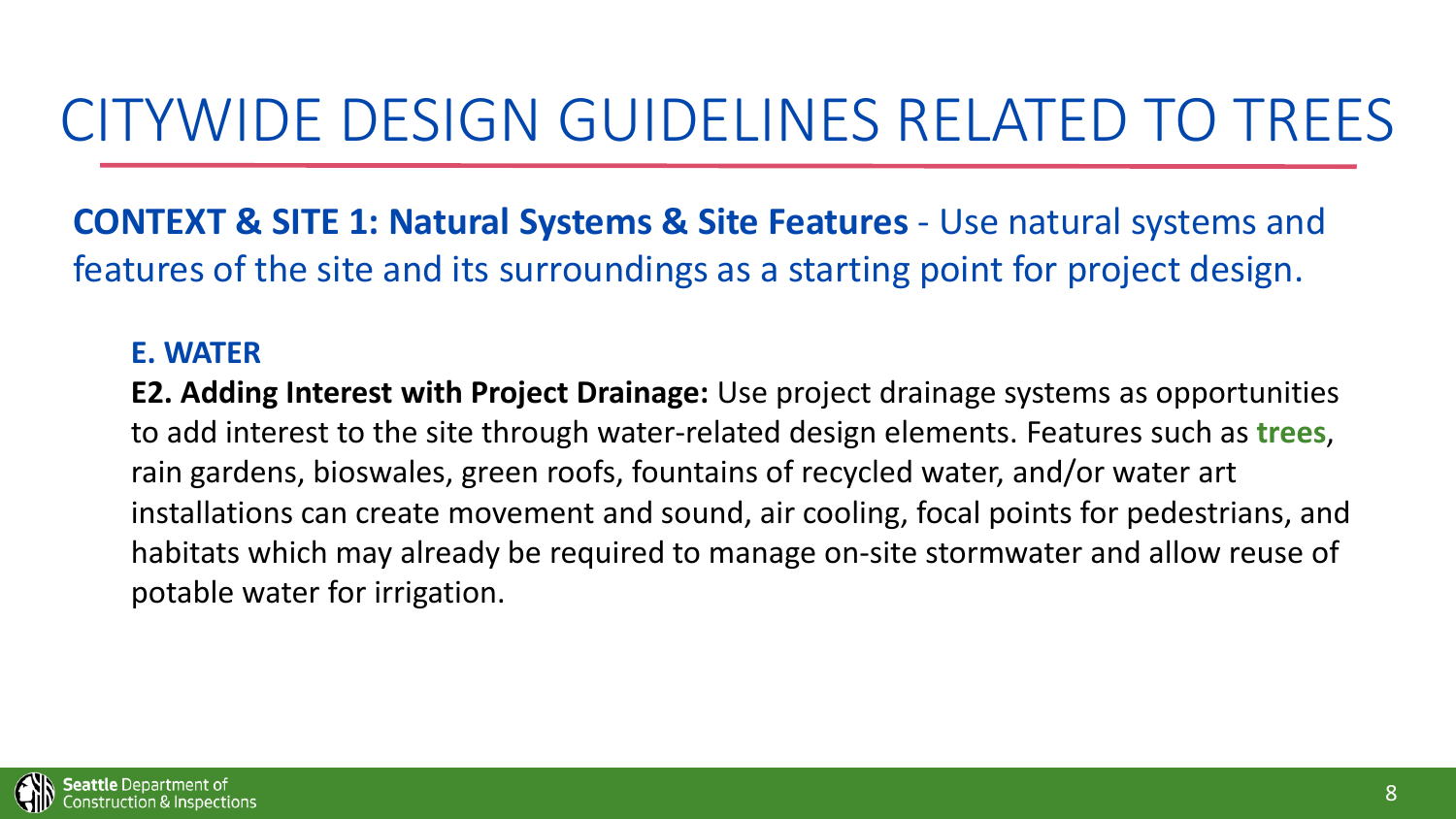# CITYWIDE DESIGN GUIDELINES RELATED TO TREES

**CONTEXT & SITE 1: Natural Systems & Site Features** - Use natural systems and features of the site and its surroundings as a starting point for project design.

### E. WATER

**E2. Adding Interest with Project Drainage:** Use project drainage systems as opportunities to add interest to the site through water-related design elements. Features such as **trees**, rain gardens, bioswales, green roofs, fountains of recycled water, and/or water art installations can create movement and sound, air cooling, focal points for pedestrians, and habitats which may already be required to manage on-site stormwater and allow reuse of potable water for irrigation.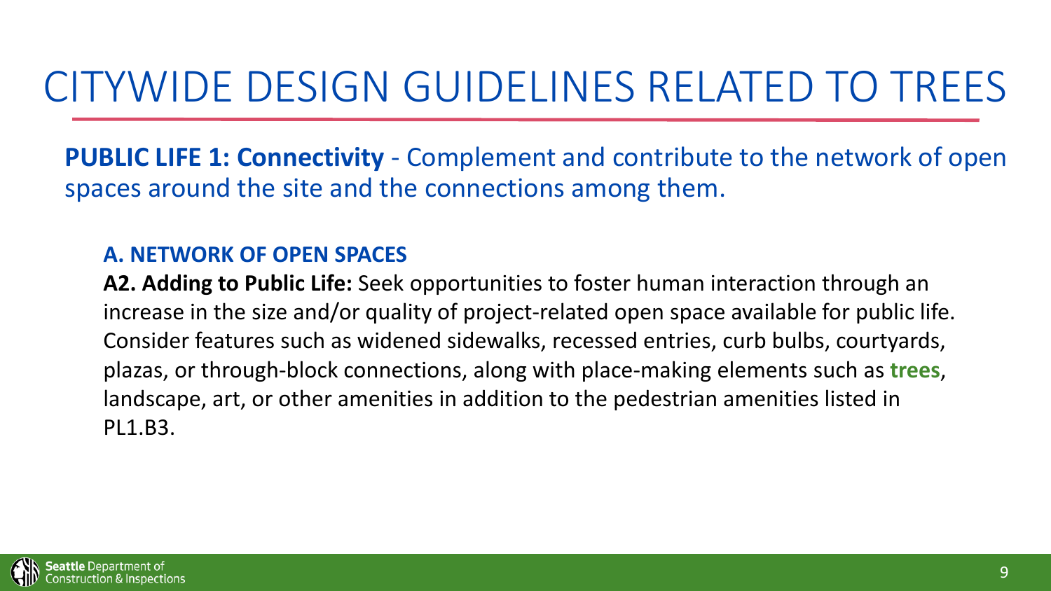# CITYWIDE DESIGN GUIDELINES RELATED TO TREES

**PUBLIC LIFE 1: Connectivity** - Complement and contribute to the network of open spaces around the site and the connections among them.

**A. NETWORK OF OPEN SPACES**

**A2. Adding to Public Life:** Seek opportunities to foster human interaction through an increase in the size and/or quality of project-related open space available for public life. Consider features such as widened sidewalks, recessed entries, curb bulbs, courtyards, plazas, or through-block connections, along with place-making elements such as **trees**, landscape, art, or other amenities in addition to the pedestrian amenities listed in PL1.B3.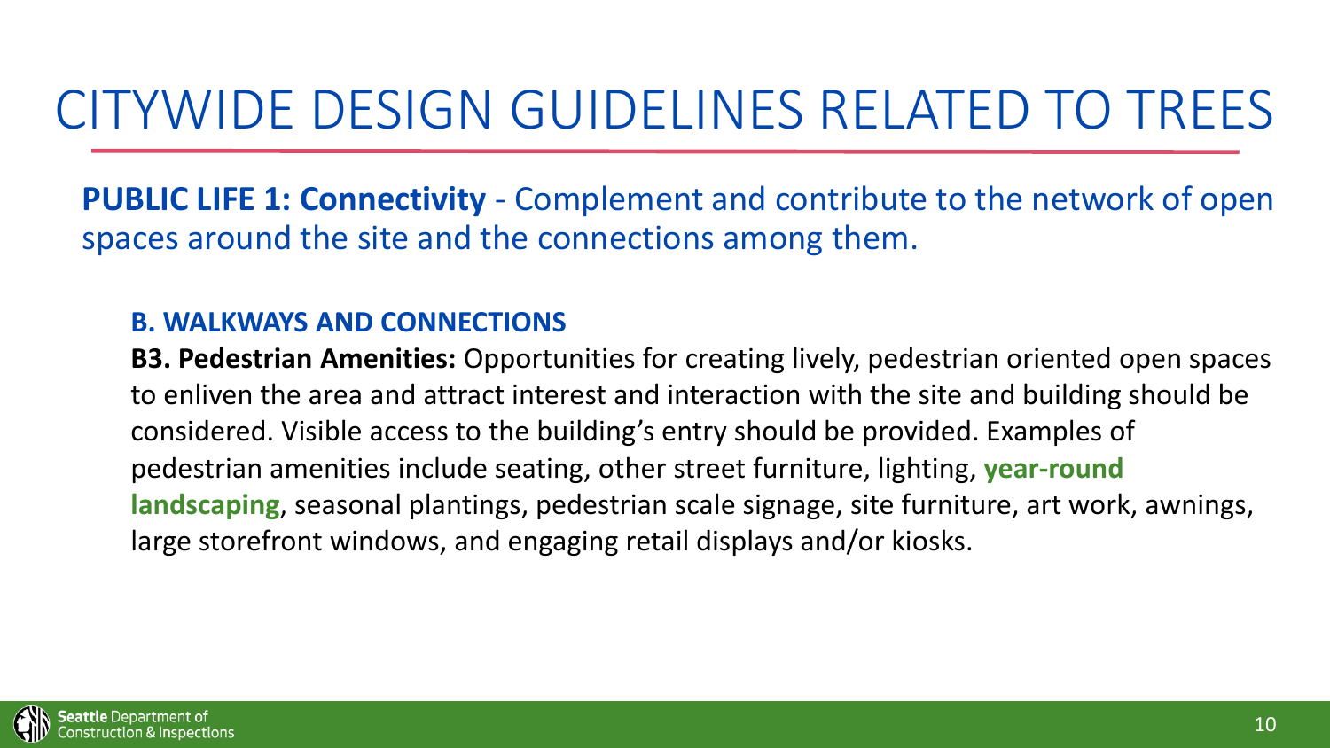# CITYWIDE DESIGN GUIDELINES RELATED TO TREES

**PUBLIC LIFE 1: Connectivity** - Complement and contribute to the network of open spaces around the site and the connections among them.

**B. WALKWAYS AND CONNECTIONS**

**B3. Pedestrian Amenities:** Opportunities for creating lively, pedestrian oriented open spaces to enliven the area and attract interest and interaction with the site and building should be considered. Visible access to the building's entry should be provided. Examples of pedestrian amenities include seating, other street furniture, lighting, **year-round landscaping**, seasonal plantings, pedestrian scale signage, site furniture, art work, awnings, large storefront windows, and engaging retail displays and/or kiosks.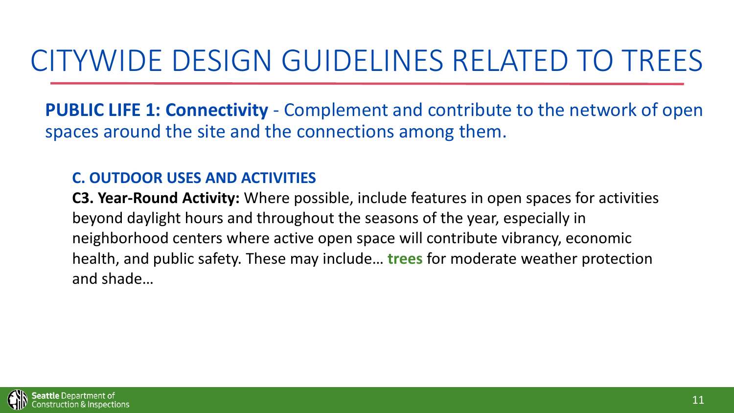# CITYWIDE DESIGN GUIDELINES RELATED TO TREES

**PUBLIC LIFE 1: Connectivity** - Complement and contribute to the network of open spaces around the site and the connections among them.

**C. OUTDOOR USES AND ACTIVITIES**

**C3. Year-Round Activity:** Where possible, include features in open spaces for activities beyond daylight hours and throughout the seasons of the year, especially in neighborhood centers where active open space will contribute vibrancy, economic health, and public safety. These may include… **trees** for moderate weather protection and shade…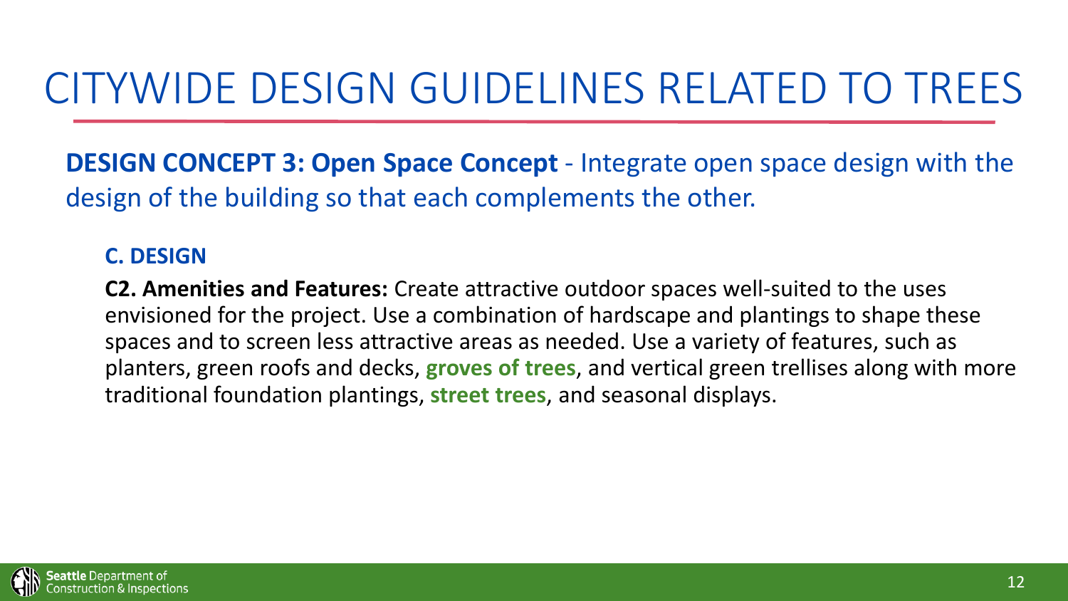# CITYWIDE DESIGN GUIDELINES RELATED TO TREES

**DESIGN CONCEPT 3: Open Space Concept** - Integrate open space design with the design of the building so that each complements the other.

### C. DESIGN

**C2. Amenities and Features:** Create attractive outdoor spaces well-suited to the uses envisioned for the project. Use a combination of hardscape and plantings to shape these spaces and to screen less attractive areas as needed. Use a variety of features, such as planters, green roofs and decks, **groves of trees**, and vertical green trellises along with more traditional foundation plantings, **street trees**, and seasonal displays.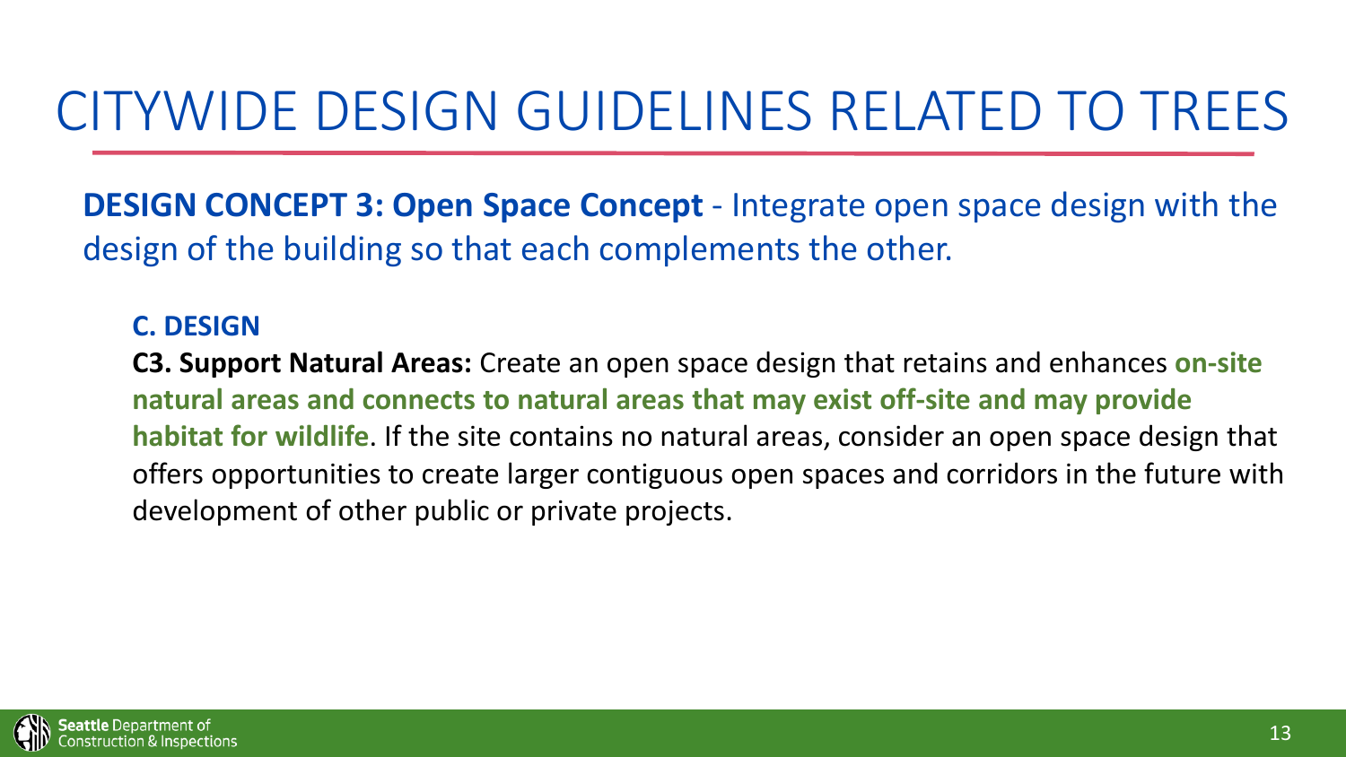# CITYWIDE DESIGN GUIDELINES RELATED TO TREES

**DESIGN CONCEPT 3: Open Space Concept** - Integrate open space design with the design of the building so that each complements the other.

### C. DESIGN

**C3. Support Natural Areas:** Create an open space design that retains and enhances **on-site natural areas and connects to natural areas that may exist off-site and may provide habitat for wildlife**. If the site contains no natural areas, consider an open space design that offers opportunities to create larger contiguous open spaces and corridors in the future with development of other public or private projects.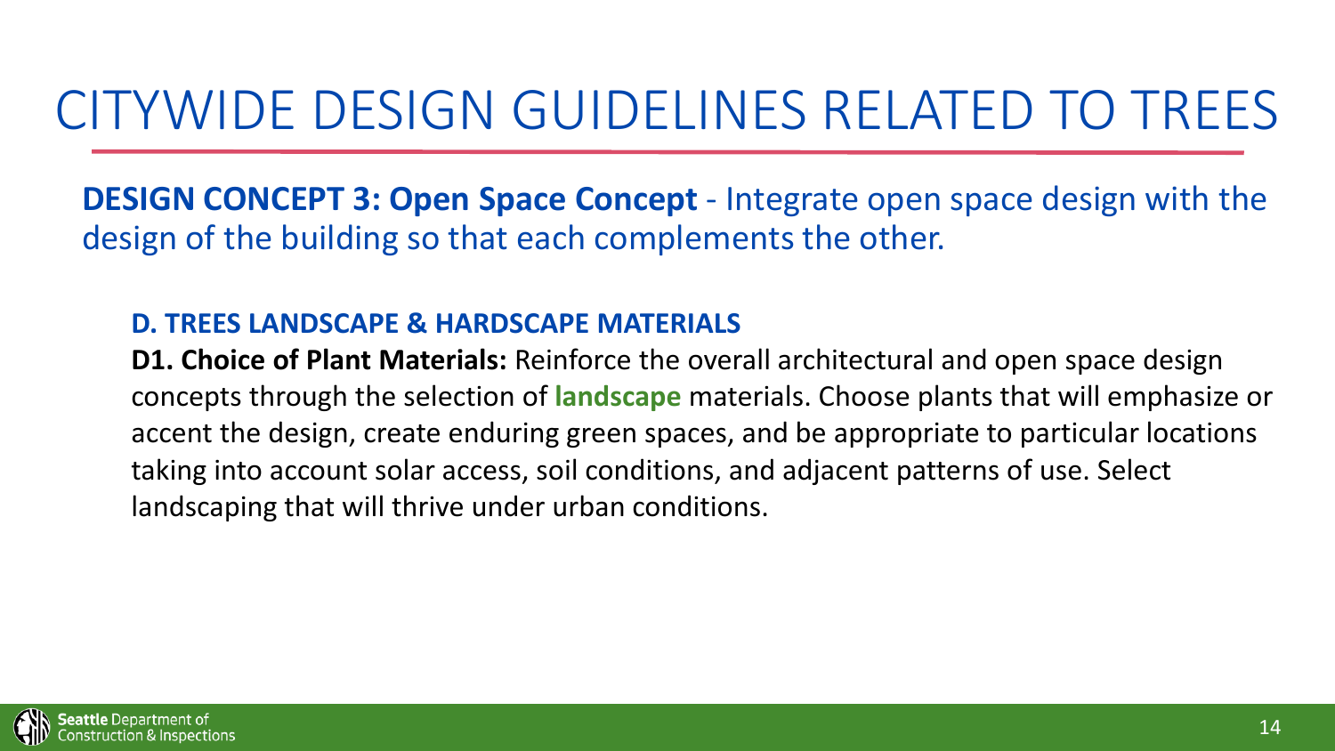# CITYWIDE DESIGN GUIDELINES RELATED TO TREES

**DESIGN CONCEPT 3: Open Space Concept** - Integrate open space design with the design of the building so that each complements the other.

### D. TREES LANDSCAPE & HARDSCAPE MATERIALS

**D1. Choice of Plant Materials:** Reinforce the overall architectural and open space design concepts through the selection of **landscape** materials. Choose plants that will emphasize or accent the design, create enduring green spaces, and be appropriate to particular locations taking into account solar access, soil conditions, and adjacent patterns of use. Select landscaping that will thrive under urban conditions.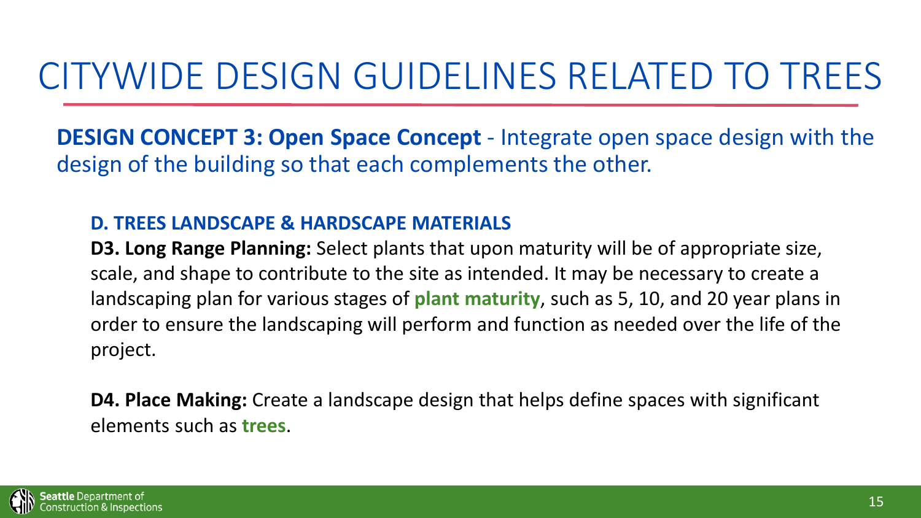# CITYWIDE DESIGN GUIDELINES RELATED TO TREES

**DESIGN CONCEPT 3: Open Space Concept** - Integrate open space design with the design of the building so that each complements the other.

### D. TREES LANDSCAPE & HARDSCAPE MATERIALS

**D3. Long Range Planning:** Select plants that upon maturity will be of appropriate size, scale, and shape to contribute to the site as intended. It may be necessary to create a landscaping plan for various stages of **plant maturity**, such as 5, 10, and 20 year plans in order to ensure the landscaping will perform and function as needed over the life of the project.

**D4. Place Making:** Create a landscape design that helps define spaces with significant elements such as **trees**.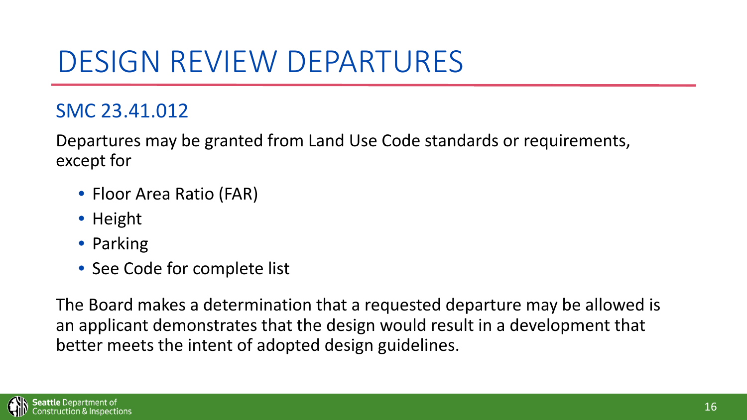# DESIGN REVIEW DEPARTURES

## SMC 23.41.012

Departures may be granted from Land Use Code standards or requirements, except for

- Floor Area Ratio (FAR)
- Height
- Parking
- See Code for complete list

The Board makes a determination that a requested departure may be allowed is an applicant demonstrates that the design would result in a development that better meets the intent of adopted design guidelines.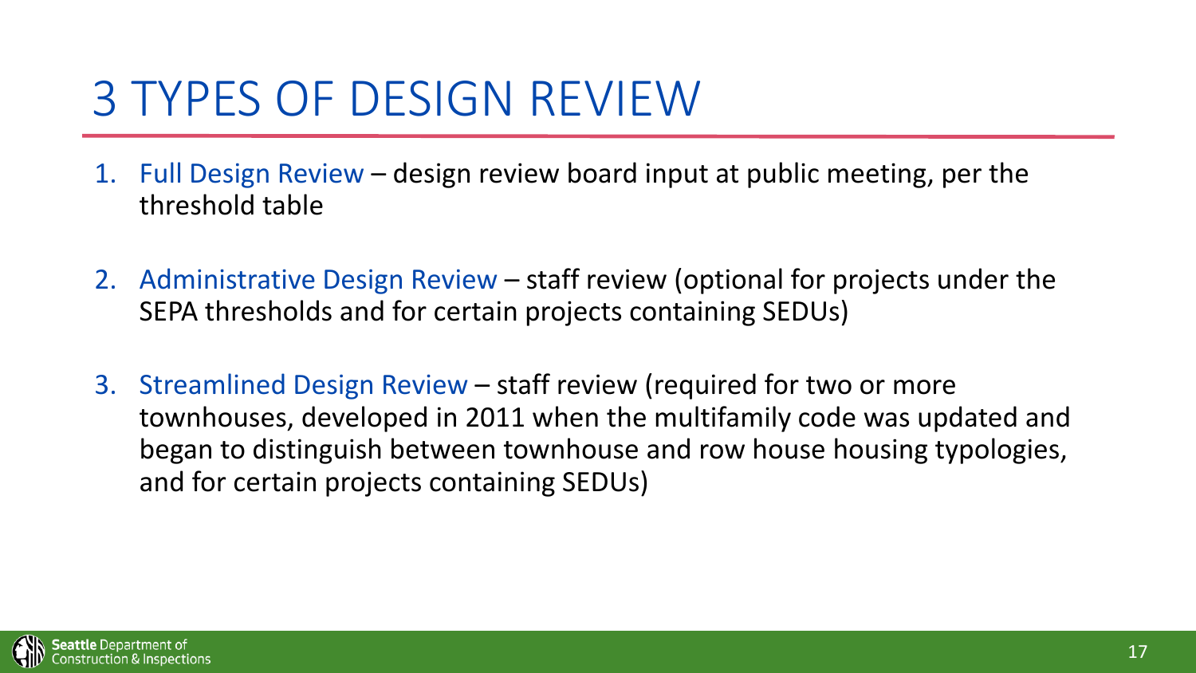# 3 TYPES OF DESIGN REVIEW

1. Full Design Review – design review board input at public meeting, per the threshold table

2. Administrative Design Review – staff review (optional for projects under the SEPA thresholds and for certain projects containing SEDUs)

3. Streamlined Design Review – staff review (required for two or more townhouses, developed in 2011 when the multifamily code was updated and began to distinguish between townhouse and row house housing typologies, and for certain projects containing SEDUs)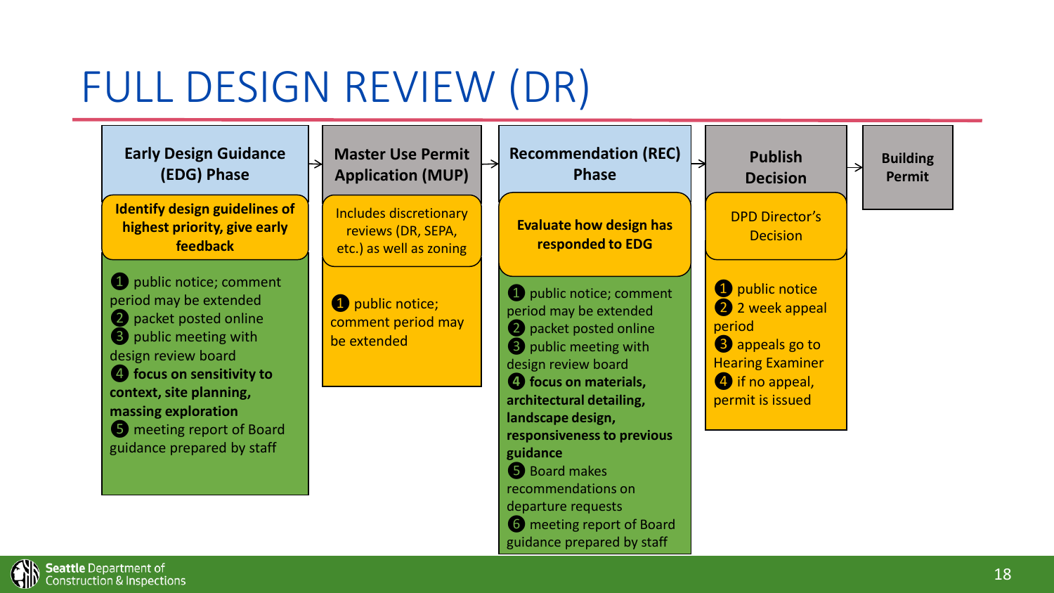# FULL DESIGN REVIEW (DR)

## Early Design Guidance (EDG) Phase

**Identify design guidelines of highest priority, give early feedback**

1. public notice; comment period may be extended
2. packet posted online
3. public meeting with design review board
4. **focus on sensitivity to context, site planning, massing exploration**
5. meeting report of Board guidance prepared by staff

→

## Master Use Permit Application (MUP)

Includes discretionary reviews (DR, SEPA, etc.) as well as zoning

1. public notice; comment period may be extended

→

## Recommendation (REC) Phase

**Evaluate how design has responded to EDG**

1. public notice; comment period may be extended
2. packet posted online
3. public meeting with design review board
4. **focus on materials, architectural detailing, landscape design, responsiveness to previous guidance**
5. Board makes recommendations on departure requests
6. meeting report of Board guidance prepared by staff

→

## Publish Decision

DPD Director's Decision

1. public notice
2. 2 week appeal period
3. appeals go to Hearing Examiner
4. if no appeal, permit is issued

→

## Building Permit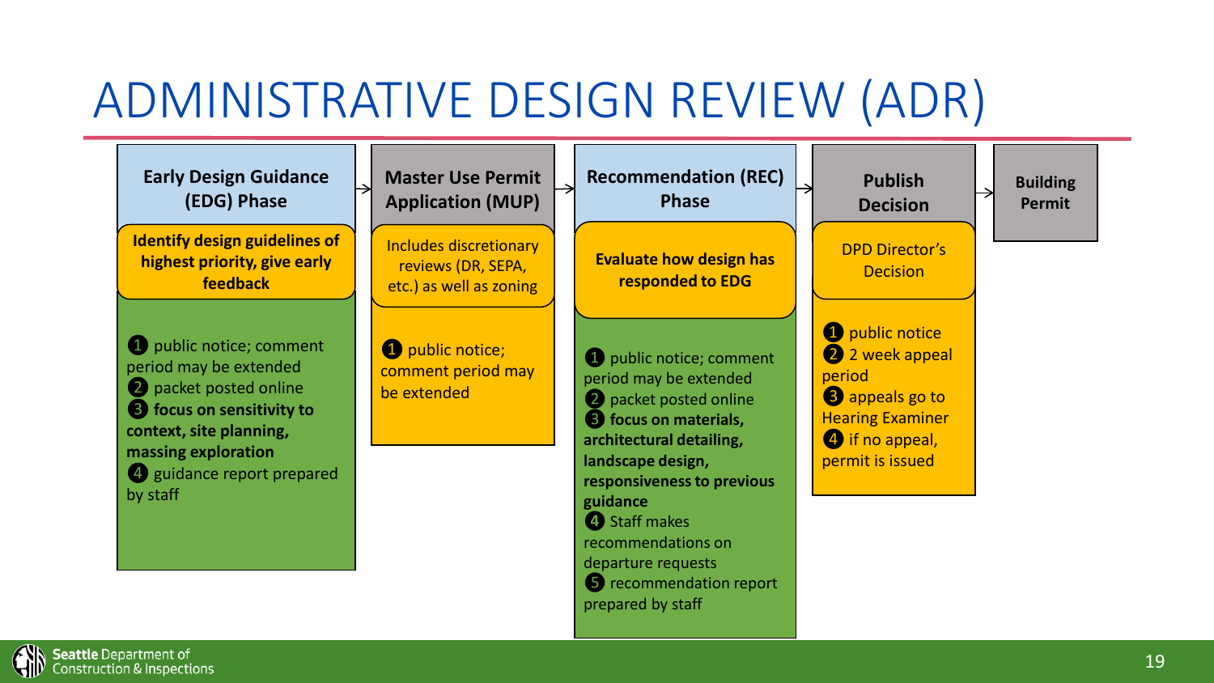# ADMINISTRATIVE DESIGN REVIEW (ADR)

## Early Design Guidance (EDG) Phase

**Identify design guidelines of highest priority, give early feedback**

1. public notice; comment period may be extended
2. packet posted online
3. **focus on sensitivity to context, site planning, massing exploration**
4. guidance report prepared by staff

→

## Master Use Permit Application (MUP)

Includes discretionary reviews (DR, SEPA, etc.) as well as zoning

1. public notice; comment period may be extended

→

## Recommendation (REC) Phase

**Evaluate how design has responded to EDG**

1. public notice; comment period may be extended
2. packet posted online
3. **focus on materials, architectural detailing, landscape design, responsiveness to previous guidance**
4. Staff makes recommendations on departure requests
5. recommendation report prepared by staff

→

## Publish Decision

DPD Director's Decision

1. public notice
2. 2 week appeal period
3. appeals go to Hearing Examiner
4. if no appeal, permit is issued

→

## Building Permit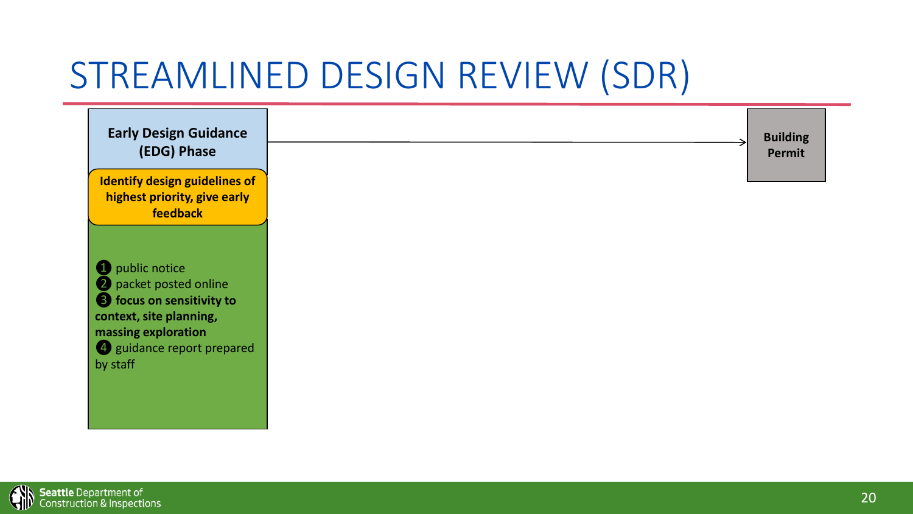# STREAMLINED DESIGN REVIEW (SDR)

**Early Design Guidance (EDG) Phase**

**Identify design guidelines of highest priority, give early feedback**

1. public notice
2. packet posted online
3. **focus on sensitivity to context, site planning, massing exploration**
4. guidance report prepared by staff

→ **Building Permit**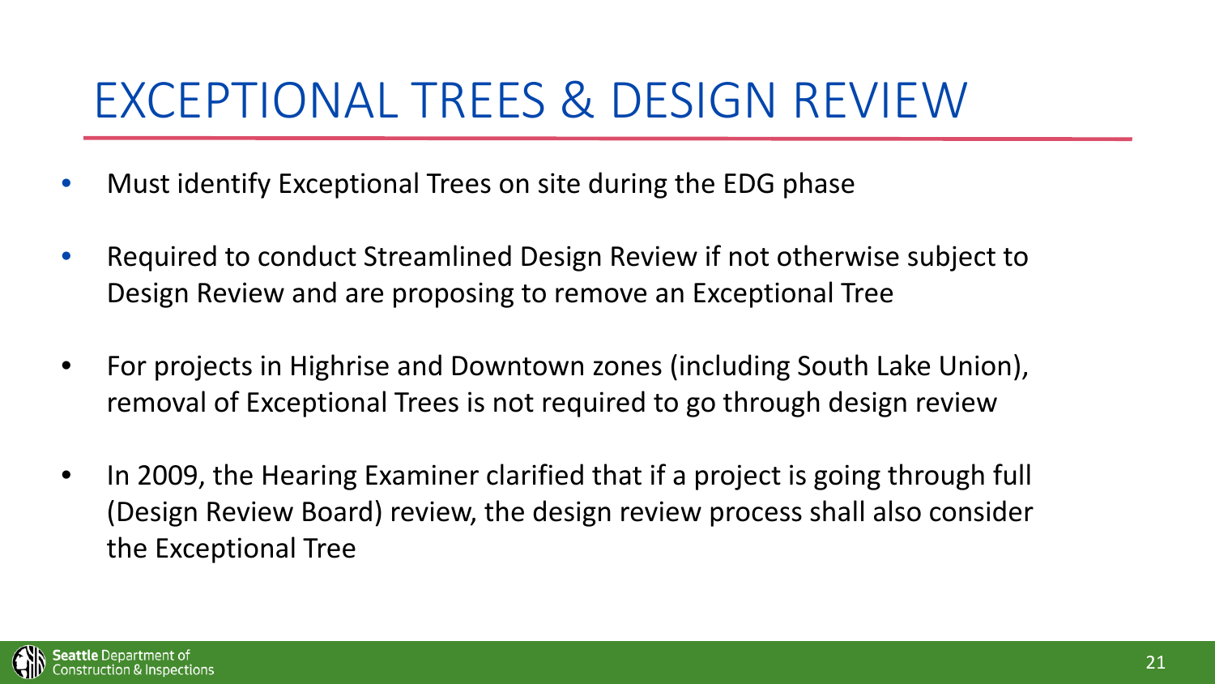# EXCEPTIONAL TREES & DESIGN REVIEW

- Must identify Exceptional Trees on site during the EDG phase
- Required to conduct Streamlined Design Review if not otherwise subject to Design Review and are proposing to remove an Exceptional Tree
- For projects in Highrise and Downtown zones (including South Lake Union), removal of Exceptional Trees is not required to go through design review
- In 2009, the Hearing Examiner clarified that if a project is going through full (Design Review Board) review, the design review process shall also consider the Exceptional Tree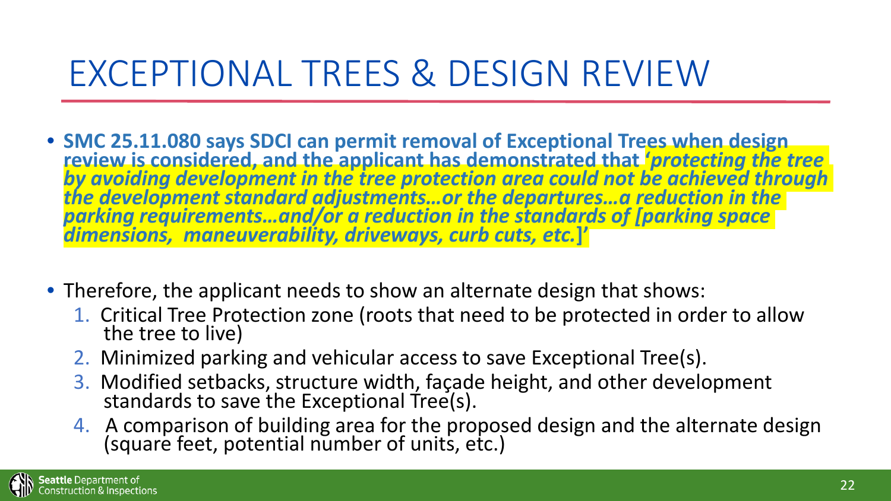# EXCEPTIONAL TREES & DESIGN REVIEW

- **SMC 25.11.080 says SDCI can permit removal of Exceptional Trees when design review is considered, and the applicant has demonstrated that *'protecting the tree by avoiding development in the tree protection area could not be achieved through the development standard adjustments…or the departures…a reduction in the parking requirements…and/or a reduction in the standards of [parking space dimensions, maneuverability, driveways, curb cuts, etc.*]'**

- Therefore, the applicant needs to show an alternate design that shows:
  1. Critical Tree Protection zone (roots that need to be protected in order to allow the tree to live)
  2. Minimized parking and vehicular access to save Exceptional Tree(s).
  3. Modified setbacks, structure width, façade height, and other development standards to save the Exceptional Tree(s).
  4. A comparison of building area for the proposed design and the alternate design (square feet, potential number of units, etc.)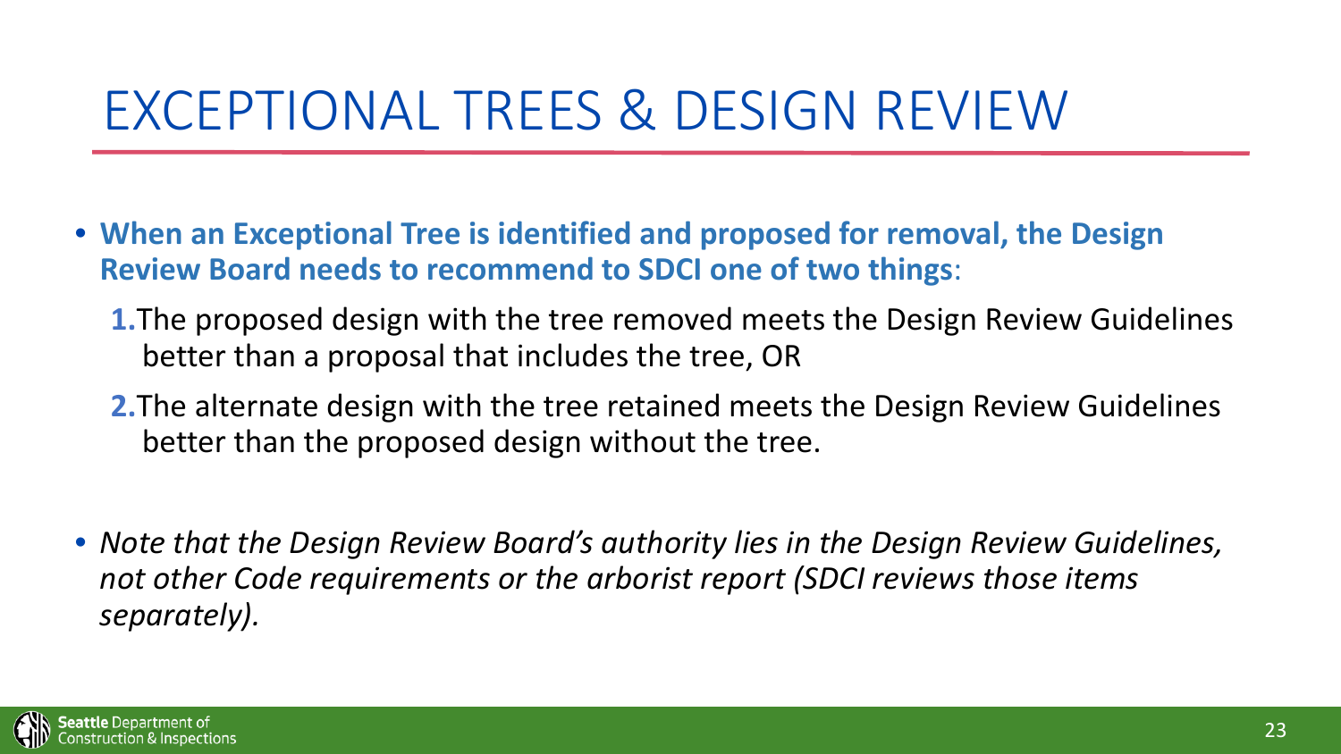# EXCEPTIONAL TREES & DESIGN REVIEW

- **When an Exceptional Tree is identified and proposed for removal, the Design Review Board needs to recommend to SDCI one of two things**:
  1. The proposed design with the tree removed meets the Design Review Guidelines better than a proposal that includes the tree, OR
  2. The alternate design with the tree retained meets the Design Review Guidelines better than the proposed design without the tree.

- *Note that the Design Review Board's authority lies in the Design Review Guidelines, not other Code requirements or the arborist report (SDCI reviews those items separately).*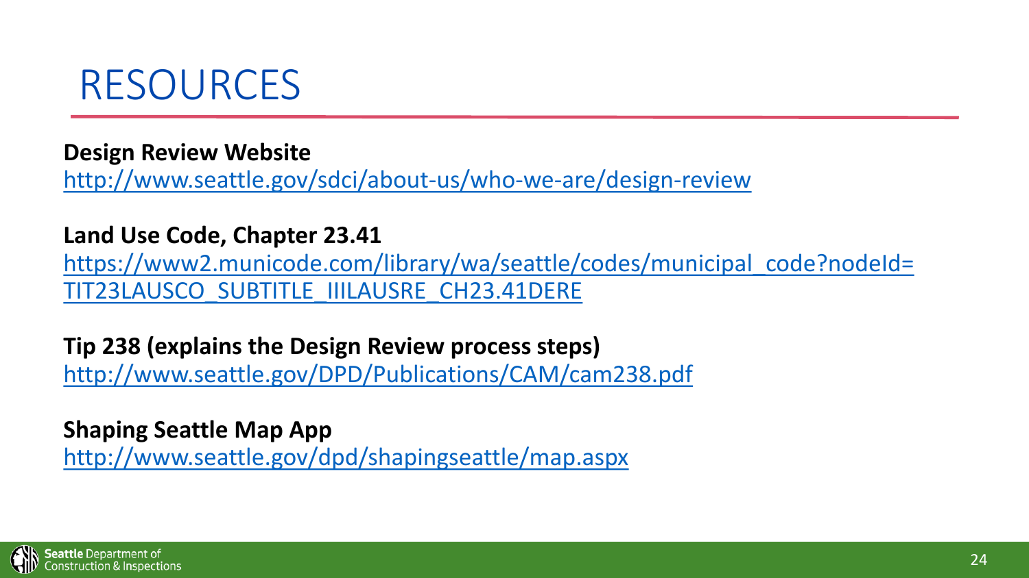# RESOURCES

**Design Review Website**
http://www.seattle.gov/sdci/about-us/who-we-are/design-review

**Land Use Code, Chapter 23.41**
https://www2.municode.com/library/wa/seattle/codes/municipal_code?nodeId=TIT23LAUSCO_SUBTITLE_IIILAUSRE_CH23.41DERE

**Tip 238 (explains the Design Review process steps)**
http://www.seattle.gov/DPD/Publications/CAM/cam238.pdf

**Shaping Seattle Map App**
http://www.seattle.gov/dpd/shapingseattle/map.aspx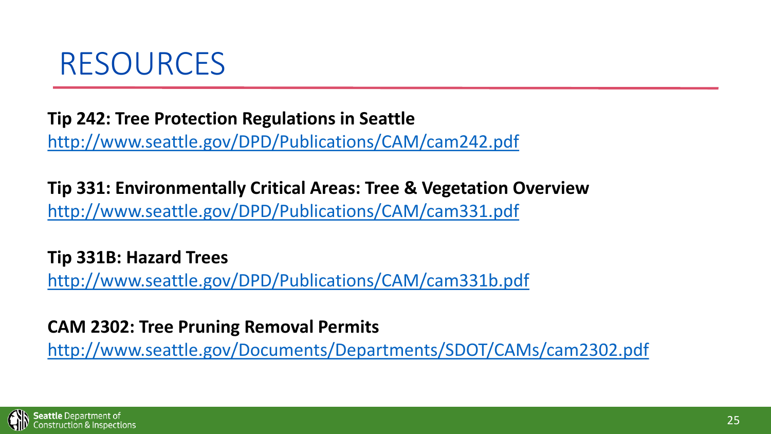# RESOURCES

**Tip 242: Tree Protection Regulations in Seattle**
http://www.seattle.gov/DPD/Publications/CAM/cam242.pdf

**Tip 331: Environmentally Critical Areas: Tree & Vegetation Overview**
http://www.seattle.gov/DPD/Publications/CAM/cam331.pdf

**Tip 331B: Hazard Trees**
http://www.seattle.gov/DPD/Publications/CAM/cam331b.pdf

**CAM 2302: Tree Pruning Removal Permits**
http://www.seattle.gov/Documents/Departments/SDOT/CAMs/cam2302.pdf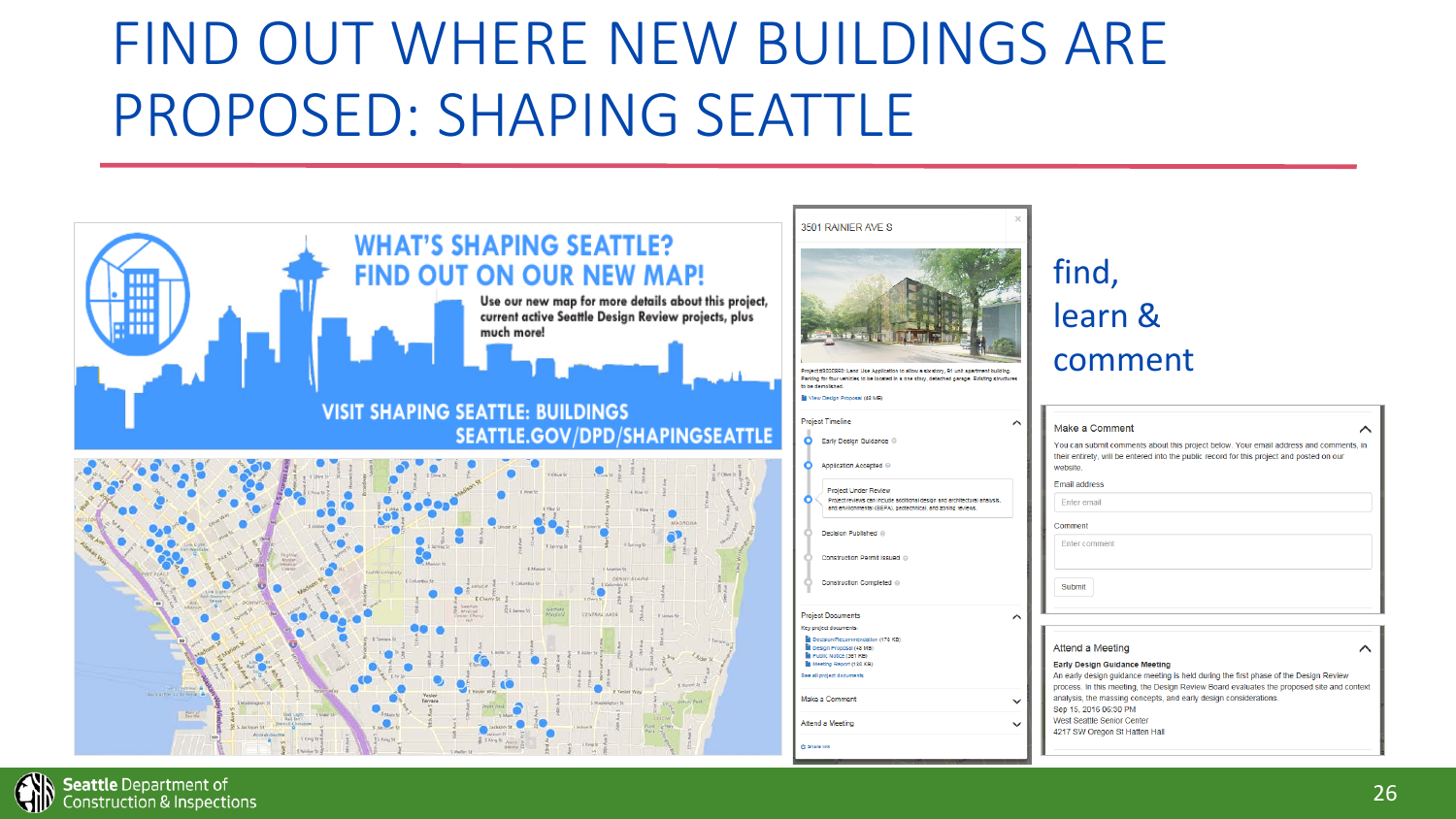# FIND OUT WHERE NEW BUILDINGS ARE PROPOSED: SHAPING SEATTLE

WHAT'S SHAPING SEATTLE? FIND OUT ON OUR NEW MAP!

Use our new map for more details about this project, current active Seattle Design Review projects, plus much more!

VISIT SHAPING SEATTLE: BUILDINGS
SEATTLE.GOV/DPD/SHAPINGSEATTLE

3501 RAINIER AVE S

Project Timeline

- Early Design Guidance
- Application Accepted
- Project Under Review
- Decision Published
- Construction Permit Issued
- Construction Completed

Project Documents

Make a Comment

Attend a Meeting

find, learn & comment

**Make a Comment**

You can submit comments about this project below. Your email address and comments, in their entirety, will be entered into the public record for this project and posted on our website.

Email address

Comment

Submit

**Attend a Meeting**

**Early Design Guidance Meeting**

An early design guidance meeting is held during the first phase of the Design Review process. In this meeting, the Design Review Board evaluates the proposed site and context analysis, the massing concepts, and early design considerations.

Sep 15, 2016 06:30 PM
West Seattle Senior Center
4217 SW Oregon St Hatten Hall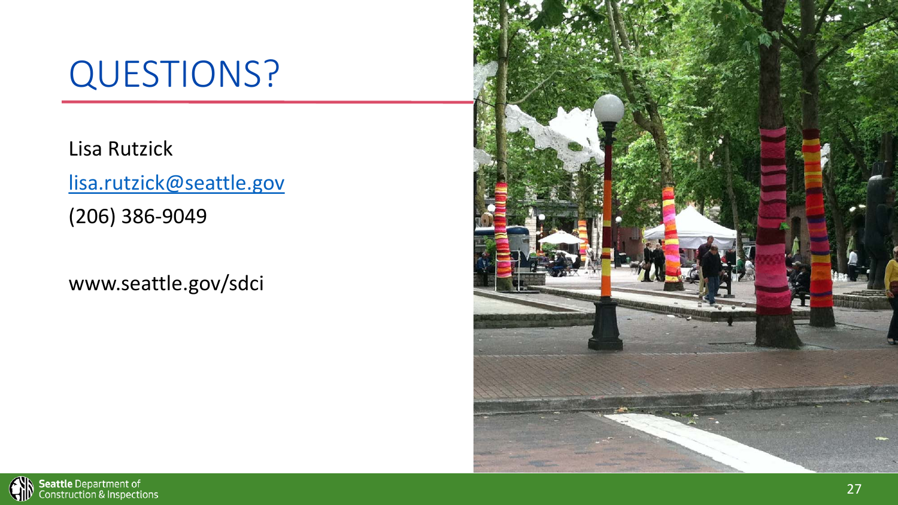# QUESTIONS?

Lisa Rutzick

[lisa.rutzick@seattle.gov](mailto:lisa.rutzick@seattle.gov)

(206) 386-9049

www.seattle.gov/sdci